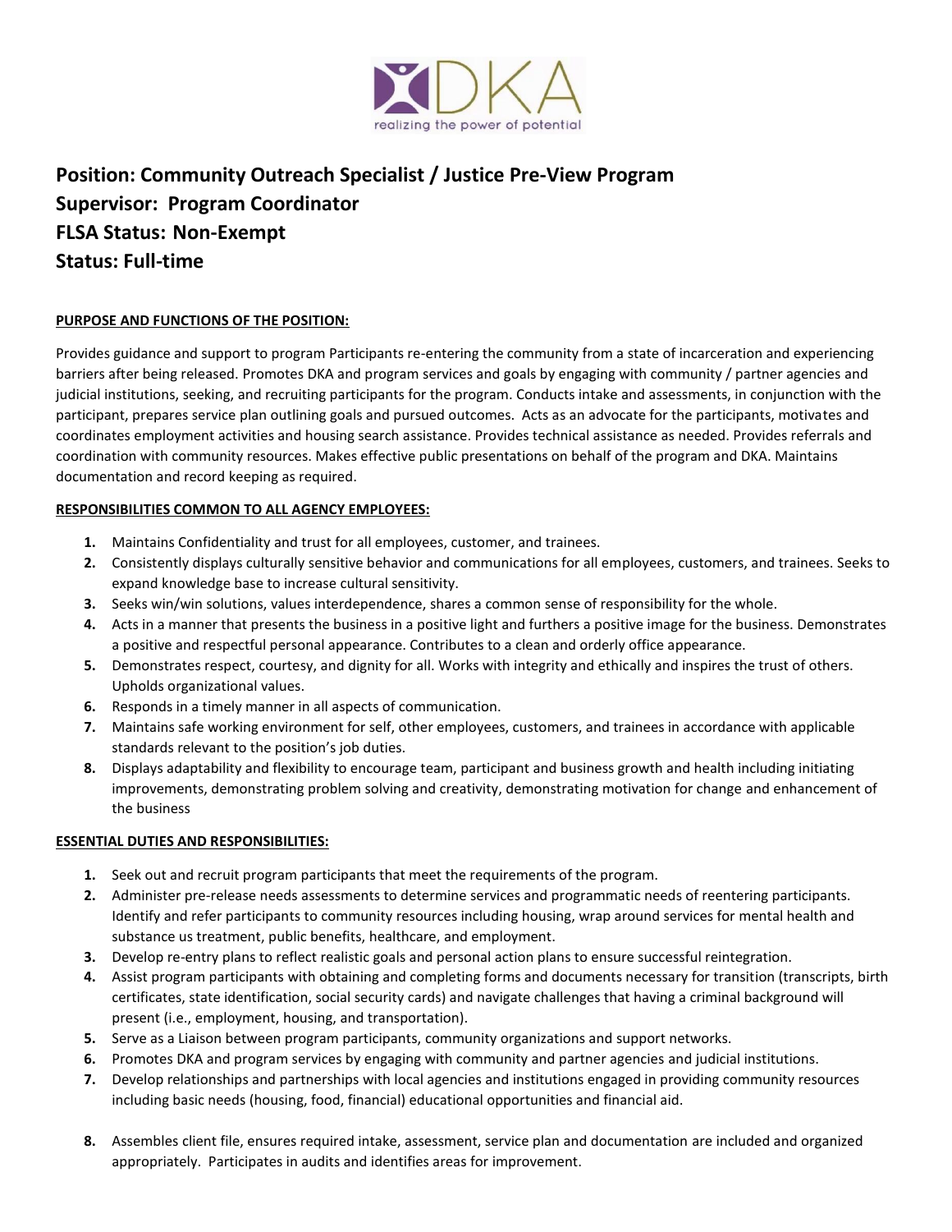DKA

realizing the power of potential

# Position: Community Outreach Specialist / Justice Pre-View Program
# Supervisor: Program Coordinator
# FLSA Status: Non-Exempt
# Status: Full-time

**PURPOSE AND FUNCTIONS OF THE POSITION:**

Provides guidance and support to program Participants re-entering the community from a state of incarceration and experiencing barriers after being released. Promotes DKA and program services and goals by engaging with community / partner agencies and judicial institutions, seeking, and recruiting participants for the program. Conducts intake and assessments, in conjunction with the participant, prepares service plan outlining goals and pursued outcomes. Acts as an advocate for the participants, motivates and coordinates employment activities and housing search assistance. Provides technical assistance as needed. Provides referrals and coordination with community resources. Makes effective public presentations on behalf of the program and DKA. Maintains documentation and record keeping as required.

**RESPONSIBILITIES COMMON TO ALL AGENCY EMPLOYEES:**

1. Maintains Confidentiality and trust for all employees, customer, and trainees.
2. Consistently displays culturally sensitive behavior and communications for all employees, customers, and trainees. Seeks to expand knowledge base to increase cultural sensitivity.
3. Seeks win/win solutions, values interdependence, shares a common sense of responsibility for the whole.
4. Acts in a manner that presents the business in a positive light and furthers a positive image for the business. Demonstrates a positive and respectful personal appearance. Contributes to a clean and orderly office appearance.
5. Demonstrates respect, courtesy, and dignity for all. Works with integrity and ethically and inspires the trust of others. Upholds organizational values.
6. Responds in a timely manner in all aspects of communication.
7. Maintains safe working environment for self, other employees, customers, and trainees in accordance with applicable standards relevant to the position's job duties.
8. Displays adaptability and flexibility to encourage team, participant and business growth and health including initiating improvements, demonstrating problem solving and creativity, demonstrating motivation for change and enhancement of the business

**ESSENTIAL DUTIES AND RESPONSIBILITIES:**

1. Seek out and recruit program participants that meet the requirements of the program.
2. Administer pre-release needs assessments to determine services and programmatic needs of reentering participants. Identify and refer participants to community resources including housing, wrap around services for mental health and substance us treatment, public benefits, healthcare, and employment.
3. Develop re-entry plans to reflect realistic goals and personal action plans to ensure successful reintegration.
4. Assist program participants with obtaining and completing forms and documents necessary for transition (transcripts, birth certificates, state identification, social security cards) and navigate challenges that having a criminal background will present (i.e., employment, housing, and transportation).
5. Serve as a Liaison between program participants, community organizations and support networks.
6. Promotes DKA and program services by engaging with community and partner agencies and judicial institutions.
7. Develop relationships and partnerships with local agencies and institutions engaged in providing community resources including basic needs (housing, food, financial) educational opportunities and financial aid.
8. Assembles client file, ensures required intake, assessment, service plan and documentation are included and organized appropriately. Participates in audits and identifies areas for improvement.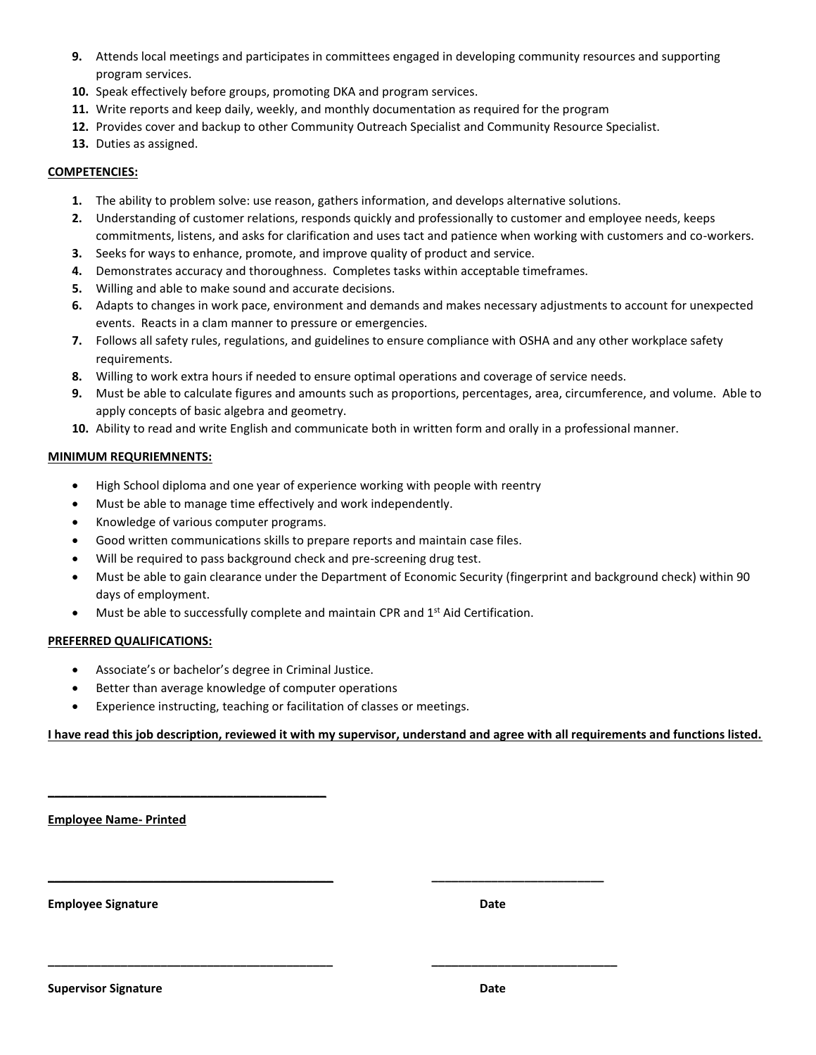9. Attends local meetings and participates in committees engaged in developing community resources and supporting program services.
10. Speak effectively before groups, promoting DKA and program services.
11. Write reports and keep daily, weekly, and monthly documentation as required for the program
12. Provides cover and backup to other Community Outreach Specialist and Community Resource Specialist.
13. Duties as assigned.

**COMPETENCIES:**

1. The ability to problem solve: use reason, gathers information, and develops alternative solutions.
2. Understanding of customer relations, responds quickly and professionally to customer and employee needs, keeps commitments, listens, and asks for clarification and uses tact and patience when working with customers and co-workers.
3. Seeks for ways to enhance, promote, and improve quality of product and service.
4. Demonstrates accuracy and thoroughness. Completes tasks within acceptable timeframes.
5. Willing and able to make sound and accurate decisions.
6. Adapts to changes in work pace, environment and demands and makes necessary adjustments to account for unexpected events. Reacts in a clam manner to pressure or emergencies.
7. Follows all safety rules, regulations, and guidelines to ensure compliance with OSHA and any other workplace safety requirements.
8. Willing to work extra hours if needed to ensure optimal operations and coverage of service needs.
9. Must be able to calculate figures and amounts such as proportions, percentages, area, circumference, and volume. Able to apply concepts of basic algebra and geometry.
10. Ability to read and write English and communicate both in written form and orally in a professional manner.

**MINIMUM REQURIEMNENTS:**

- High School diploma and one year of experience working with people with reentry
- Must be able to manage time effectively and work independently.
- Knowledge of various computer programs.
- Good written communications skills to prepare reports and maintain case files.
- Will be required to pass background check and pre-screening drug test.
- Must be able to gain clearance under the Department of Economic Security (fingerprint and background check) within 90 days of employment.
- Must be able to successfully complete and maintain CPR and 1st Aid Certification.

**PREFERRED QUALIFICATIONS:**

- Associate's or bachelor's degree in Criminal Justice.
- Better than average knowledge of computer operations
- Experience instructing, teaching or facilitation of classes or meetings.

**I have read this job description, reviewed it with my supervisor, understand and agree with all requirements and functions listed.**

\_\_\_\_\_\_\_\_\_\_\_\_\_\_\_\_\_\_\_\_\_\_\_\_\_\_\_\_\_\_\_\_\_\_\_\_\_\_\_\_

**Employee Name- Printed**

\_\_\_\_\_\_\_\_\_\_\_\_\_\_\_\_\_\_\_\_\_\_\_\_\_\_\_\_\_\_\_\_\_\_\_\_\_\_\_\_ \_\_\_\_\_\_\_\_\_\_\_\_\_\_\_\_\_\_\_\_\_\_\_\_\_\_

**Employee Signature** **Date**

\_\_\_\_\_\_\_\_\_\_\_\_\_\_\_\_\_\_\_\_\_\_\_\_\_\_\_\_\_\_\_\_\_\_\_\_\_\_\_\_ \_\_\_\_\_\_\_\_\_\_\_\_\_\_\_\_\_\_\_\_\_\_\_\_\_\_

**Supervisor Signature** **Date**